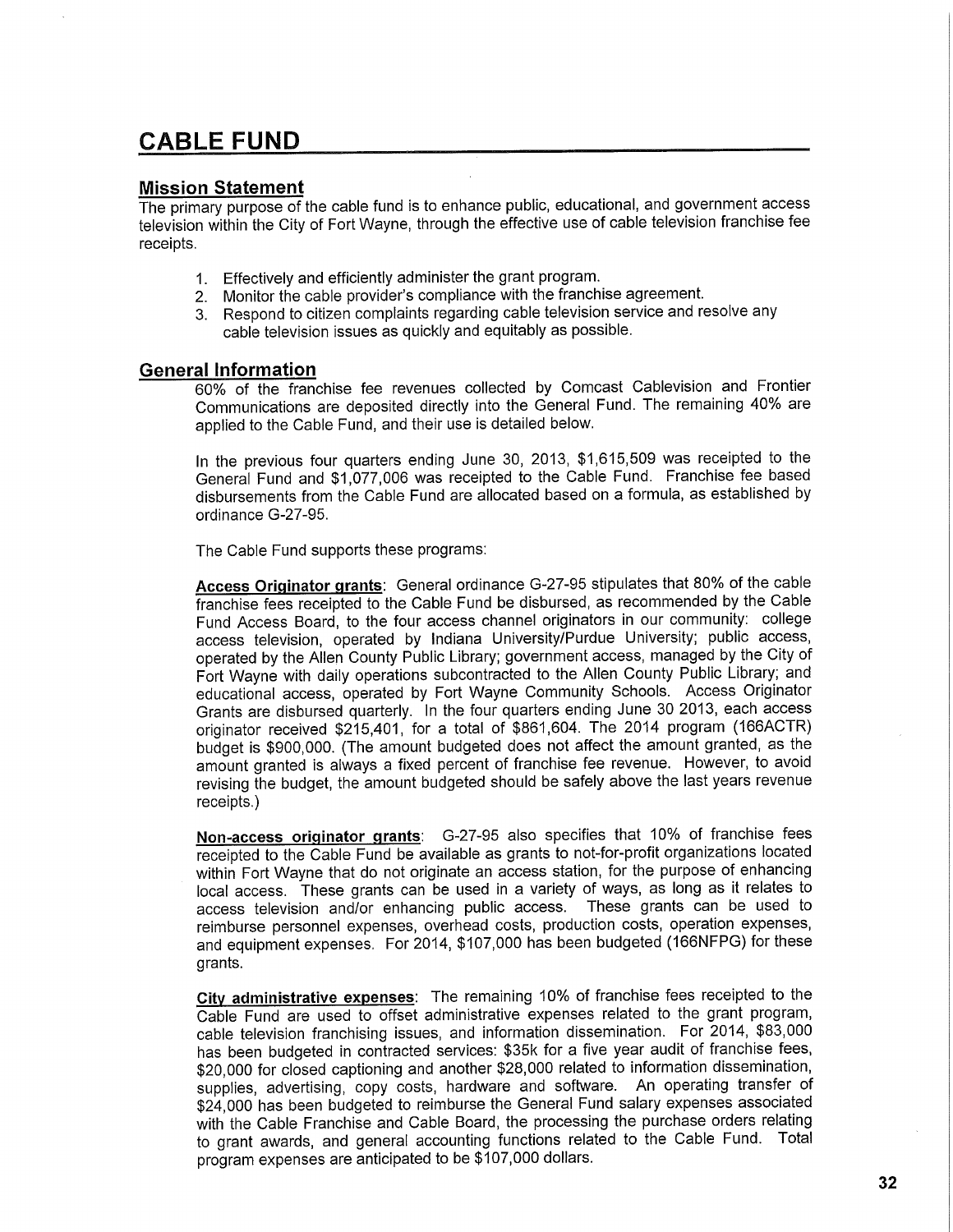# CABLE FUND

## Mission Statement

The primary purpose of the cable fund is to enhance public, educational, and government access television within the City of Fort Wayne, through the effective use of cable television franchise fee receipts.

1. Effectively and efficiently administer the grant program.
2. Monitor the cable provider's compliance with the franchise agreement.
3. Respond to citizen complaints regarding cable television service and resolve any cable television issues as quickly and equitably as possible.

## General Information

60% of the franchise fee revenues collected by Comcast Cablevision and Frontier Communications are deposited directly into the General Fund. The remaining 40% are applied to the Cable Fund, and their use is detailed below.

In the previous four quarters ending June 30, 2013, $1,615,509 was receipted to the General Fund and $1,077,006 was receipted to the Cable Fund. Franchise fee based disbursements from the Cable Fund are allocated based on a formula, as established by ordinance G-27-95.

The Cable Fund supports these programs:

**Access Originator grants**: General ordinance G-27-95 stipulates that 80% of the cable franchise fees receipted to the Cable Fund be disbursed, as recommended by the Cable Fund Access Board, to the four access channel originators in our community: college access television, operated by Indiana University/Purdue University; public access, operated by the Allen County Public Library; government access, managed by the City of Fort Wayne with daily operations subcontracted to the Allen County Public Library; and educational access, operated by Fort Wayne Community Schools. Access Originator Grants are disbursed quarterly. In the four quarters ending June 30 2013, each access originator received $215,401, for a total of $861,604. The 2014 program (166ACTR) budget is $900,000. (The amount budgeted does not affect the amount granted, as the amount granted is always a fixed percent of franchise fee revenue. However, to avoid revising the budget, the amount budgeted should be safely above the last years revenue receipts.)

**Non-access originator grants**: G-27-95 also specifies that 10% of franchise fees receipted to the Cable Fund be available as grants to not-for-profit organizations located within Fort Wayne that do not originate an access station, for the purpose of enhancing local access. These grants can be used in a variety of ways, as long as it relates to access television and/or enhancing public access. These grants can be used to reimburse personnel expenses, overhead costs, production costs, operation expenses, and equipment expenses. For 2014, $107,000 has been budgeted (166NFPG) for these grants.

**City administrative expenses**: The remaining 10% of franchise fees receipted to the Cable Fund are used to offset administrative expenses related to the grant program, cable television franchising issues, and information dissemination. For 2014, $83,000 has been budgeted in contracted services: $35k for a five year audit of franchise fees, $20,000 for closed captioning and another $28,000 related to information dissemination, supplies, advertising, copy costs, hardware and software. An operating transfer of $24,000 has been budgeted to reimburse the General Fund salary expenses associated with the Cable Franchise and Cable Board, the processing the purchase orders relating to grant awards, and general accounting functions related to the Cable Fund. Total program expenses are anticipated to be $107,000 dollars.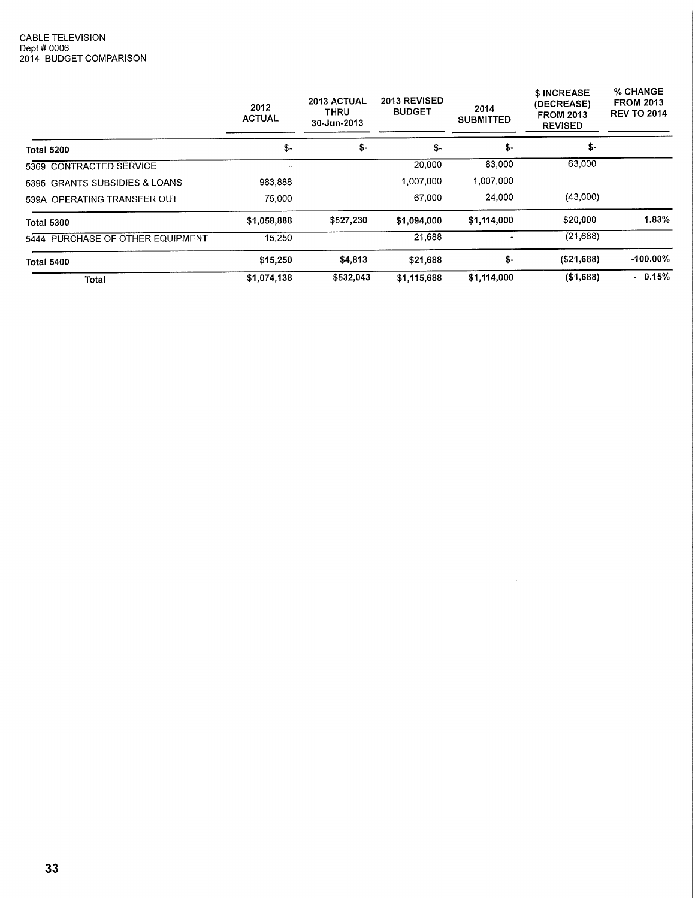CABLE TELEVISION
Dept # 0006
2014 BUDGET COMPARISON

| | 2012 ACTUAL | 2013 ACTUAL THRU 30-Jun-2013 | 2013 REVISED BUDGET | 2014 SUBMITTED | $ INCREASE (DECREASE) FROM 2013 REVISED | % CHANGE FROM 2013 REV TO 2014 |
|---|---|---|---|---|---|---|
| **Total 5200** | $- | $- | $- | $- | $- | |
| 5369 CONTRACTED SERVICE | - | | 20,000 | 83,000 | 63,000 | |
| 5395 GRANTS SUBSIDIES & LOANS | 983,888 | | 1,007,000 | 1,007,000 | - | |
| 539A OPERATING TRANSFER OUT | 75,000 | | 67,000 | 24,000 | (43,000) | |
| **Total 5300** | $1,058,888 | $527,230 | $1,094,000 | $1,114,000 | $20,000 | 1.83% |
| 5444 PURCHASE OF OTHER EQUIPMENT | 15,250 | | 21,688 | - | (21,688) | |
| **Total 5400** | $15,250 | $4,813 | $21,688 | $- | ($21,688) | -100.00% |
| Total | $1,074,138 | $532,043 | $1,115,688 | $1,114,000 | ($1,688) | - 0.15% |